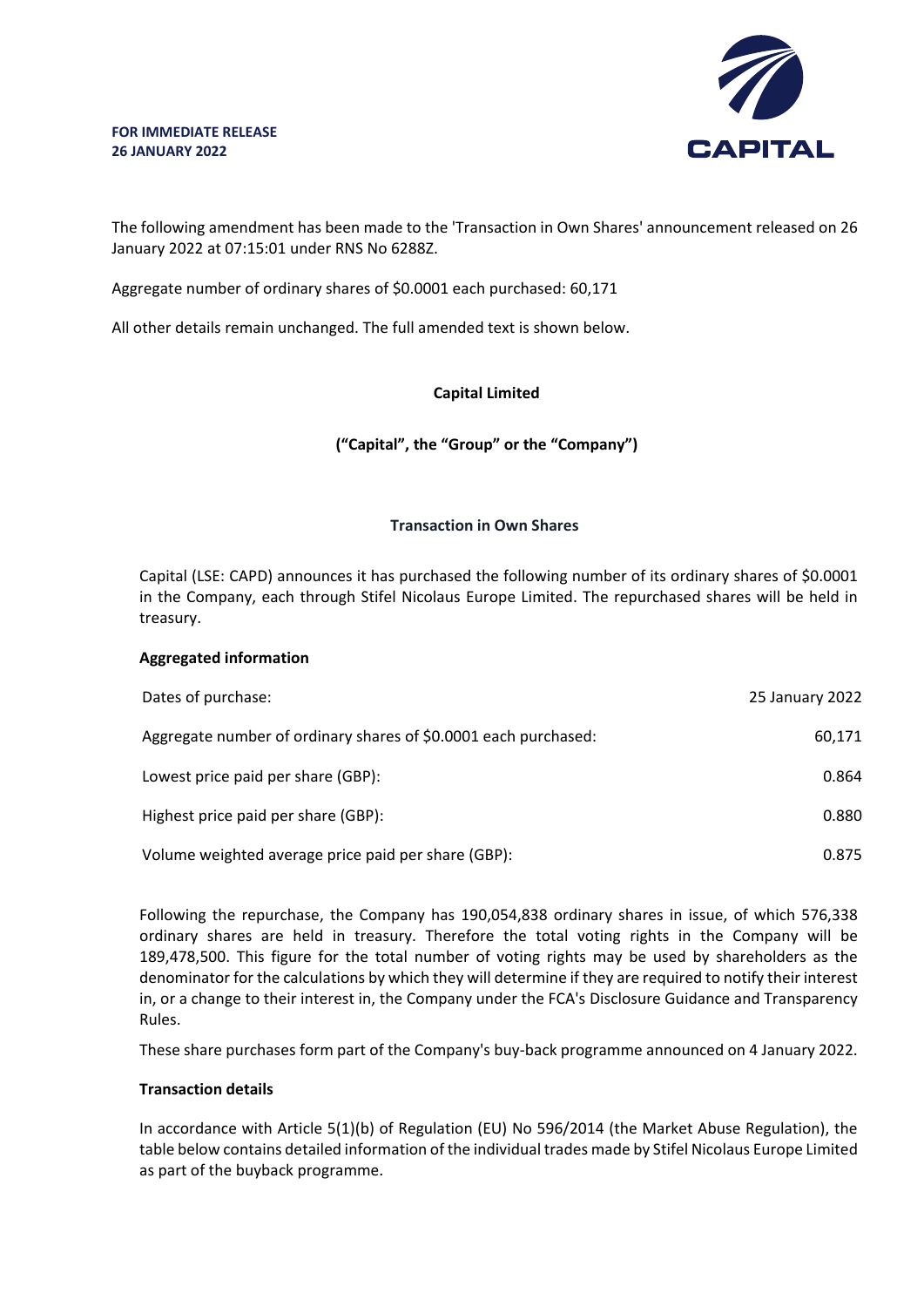**FOR IMMEDIATE RELEASE**
**26 JANUARY 2022**

CAPITAL

The following amendment has been made to the 'Transaction in Own Shares' announcement released on 26 January 2022 at 07:15:01 under RNS No 6288Z.

Aggregate number of ordinary shares of $0.0001 each purchased: 60,171

All other details remain unchanged. The full amended text is shown below.

**Capital Limited**

**("Capital", the "Group" or the "Company")**

**Transaction in Own Shares**

Capital (LSE: CAPD) announces it has purchased the following number of its ordinary shares of $0.0001 in the Company, each through Stifel Nicolaus Europe Limited. The repurchased shares will be held in treasury.

**Aggregated information**

| | |
|---|---|
| Dates of purchase: | 25 January 2022 |
| Aggregate number of ordinary shares of $0.0001 each purchased: | 60,171 |
| Lowest price paid per share (GBP): | 0.864 |
| Highest price paid per share (GBP): | 0.880 |
| Volume weighted average price paid per share (GBP): | 0.875 |

Following the repurchase, the Company has 190,054,838 ordinary shares in issue, of which 576,338 ordinary shares are held in treasury. Therefore the total voting rights in the Company will be 189,478,500. This figure for the total number of voting rights may be used by shareholders as the denominator for the calculations by which they will determine if they are required to notify their interest in, or a change to their interest in, the Company under the FCA's Disclosure Guidance and Transparency Rules.

These share purchases form part of the Company's buy-back programme announced on 4 January 2022.

**Transaction details**

In accordance with Article 5(1)(b) of Regulation (EU) No 596/2014 (the Market Abuse Regulation), the table below contains detailed information of the individual trades made by Stifel Nicolaus Europe Limited as part of the buyback programme.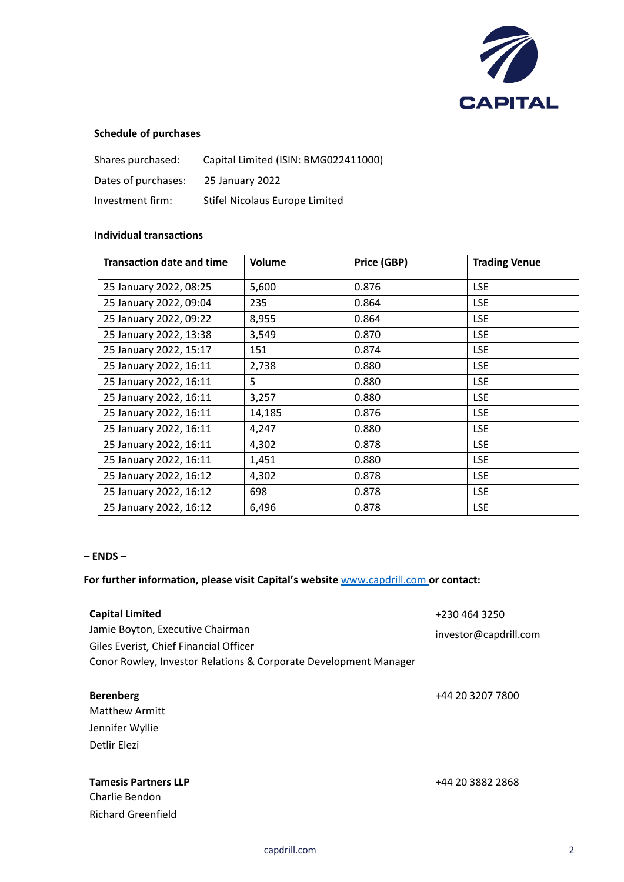**Schedule of purchases**

Shares purchased: Capital Limited (ISIN: BMG022411000)

Dates of purchases: 25 January 2022

Investment firm: Stifel Nicolaus Europe Limited

**Individual transactions**

| Transaction date and time | Volume | Price (GBP) | Trading Venue |
|---|---|---|---|
| 25 January 2022, 08:25 | 5,600 | 0.876 | LSE |
| 25 January 2022, 09:04 | 235 | 0.864 | LSE |
| 25 January 2022, 09:22 | 8,955 | 0.864 | LSE |
| 25 January 2022, 13:38 | 3,549 | 0.870 | LSE |
| 25 January 2022, 15:17 | 151 | 0.874 | LSE |
| 25 January 2022, 16:11 | 2,738 | 0.880 | LSE |
| 25 January 2022, 16:11 | 5 | 0.880 | LSE |
| 25 January 2022, 16:11 | 3,257 | 0.880 | LSE |
| 25 January 2022, 16:11 | 14,185 | 0.876 | LSE |
| 25 January 2022, 16:11 | 4,247 | 0.880 | LSE |
| 25 January 2022, 16:11 | 4,302 | 0.878 | LSE |
| 25 January 2022, 16:11 | 1,451 | 0.880 | LSE |
| 25 January 2022, 16:12 | 4,302 | 0.878 | LSE |
| 25 January 2022, 16:12 | 698 | 0.878 | LSE |
| 25 January 2022, 16:12 | 6,496 | 0.878 | LSE |

**– ENDS –**

**For further information, please visit Capital's website [www.capdrill.com](http://www.capdrill.com) or contact:**

**Capital Limited** — +230 464 3250 — investor@capdrill.com

Jamie Boyton, Executive Chairman

Giles Everist, Chief Financial Officer

Conor Rowley, Investor Relations & Corporate Development Manager

**Berenberg** — +44 20 3207 7800

Matthew Armitt

Jennifer Wyllie

Detlir Elezi

**Tamesis Partners LLP** — +44 20 3882 2868

Charlie Bendon

Richard Greenfield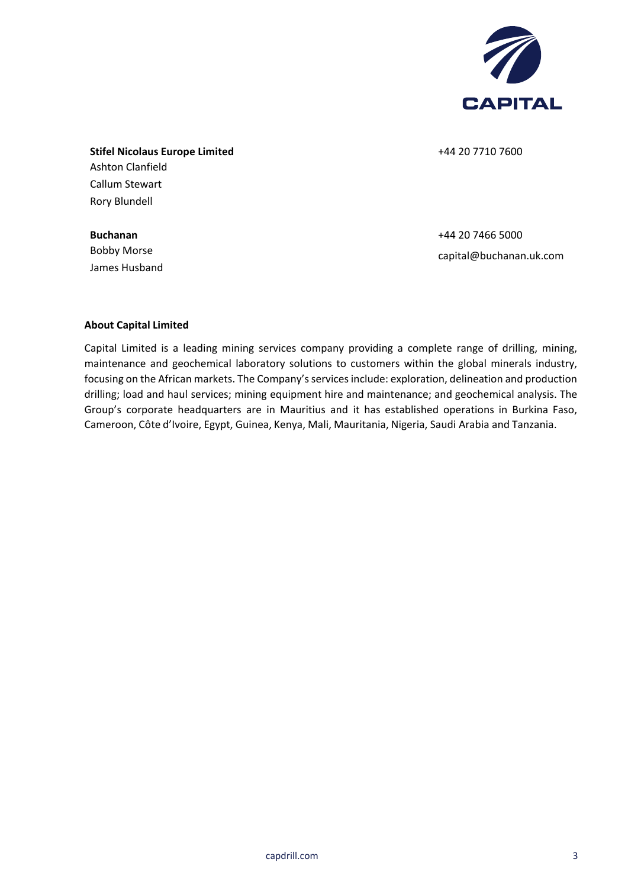**Stifel Nicolaus Europe Limited** +44 20 7710 7600
Ashton Clanfield
Callum Stewart
Rory Blundell

**Buchanan** +44 20 7466 5000
Bobby Morse capital@buchanan.uk.com
James Husband

**About Capital Limited**

Capital Limited is a leading mining services company providing a complete range of drilling, mining, maintenance and geochemical laboratory solutions to customers within the global minerals industry, focusing on the African markets. The Company's services include: exploration, delineation and production drilling; load and haul services; mining equipment hire and maintenance; and geochemical analysis. The Group's corporate headquarters are in Mauritius and it has established operations in Burkina Faso, Cameroon, Côte d'Ivoire, Egypt, Guinea, Kenya, Mali, Mauritania, Nigeria, Saudi Arabia and Tanzania.